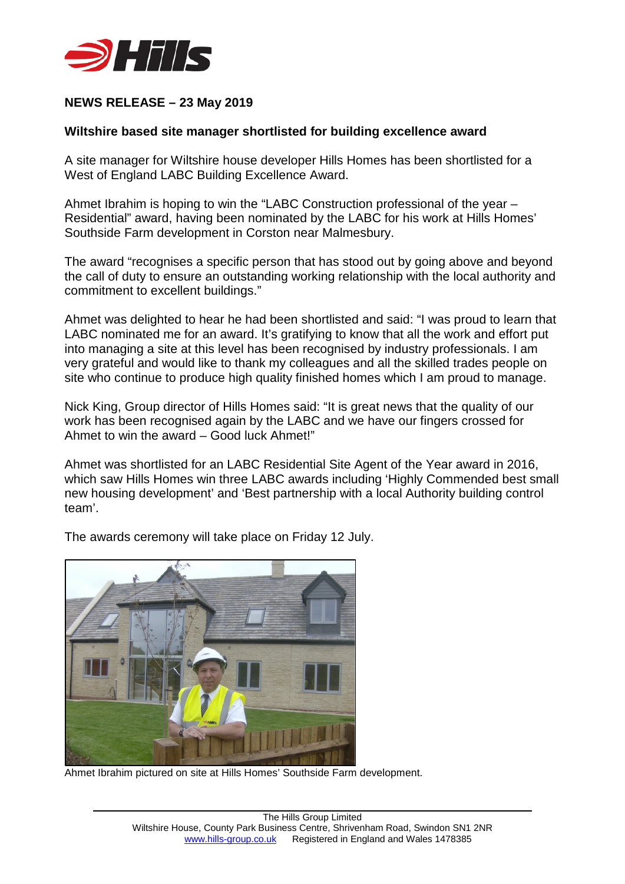**NEWS RELEASE – 23 May 2019**

**Wiltshire based site manager shortlisted for building excellence award**

A site manager for Wiltshire house developer Hills Homes has been shortlisted for a West of England LABC Building Excellence Award.

Ahmet Ibrahim is hoping to win the "LABC Construction professional of the year – Residential" award, having been nominated by the LABC for his work at Hills Homes' Southside Farm development in Corston near Malmesbury.

The award "recognises a specific person that has stood out by going above and beyond the call of duty to ensure an outstanding working relationship with the local authority and commitment to excellent buildings."

Ahmet was delighted to hear he had been shortlisted and said: "I was proud to learn that LABC nominated me for an award. It's gratifying to know that all the work and effort put into managing a site at this level has been recognised by industry professionals. I am very grateful and would like to thank my colleagues and all the skilled trades people on site who continue to produce high quality finished homes which I am proud to manage.

Nick King, Group director of Hills Homes said: "It is great news that the quality of our work has been recognised again by the LABC and we have our fingers crossed for Ahmet to win the award – Good luck Ahmet!"

Ahmet was shortlisted for an LABC Residential Site Agent of the Year award in 2016, which saw Hills Homes win three LABC awards including 'Highly Commended best small new housing development' and 'Best partnership with a local Authority building control team'.

The awards ceremony will take place on Friday 12 July.

Ahmet Ibrahim pictured on site at Hills Homes' Southside Farm development.

The Hills Group Limited
Wiltshire House, County Park Business Centre, Shrivenham Road, Swindon SN1 2NR
www.hills-group.co.uk Registered in England and Wales 1478385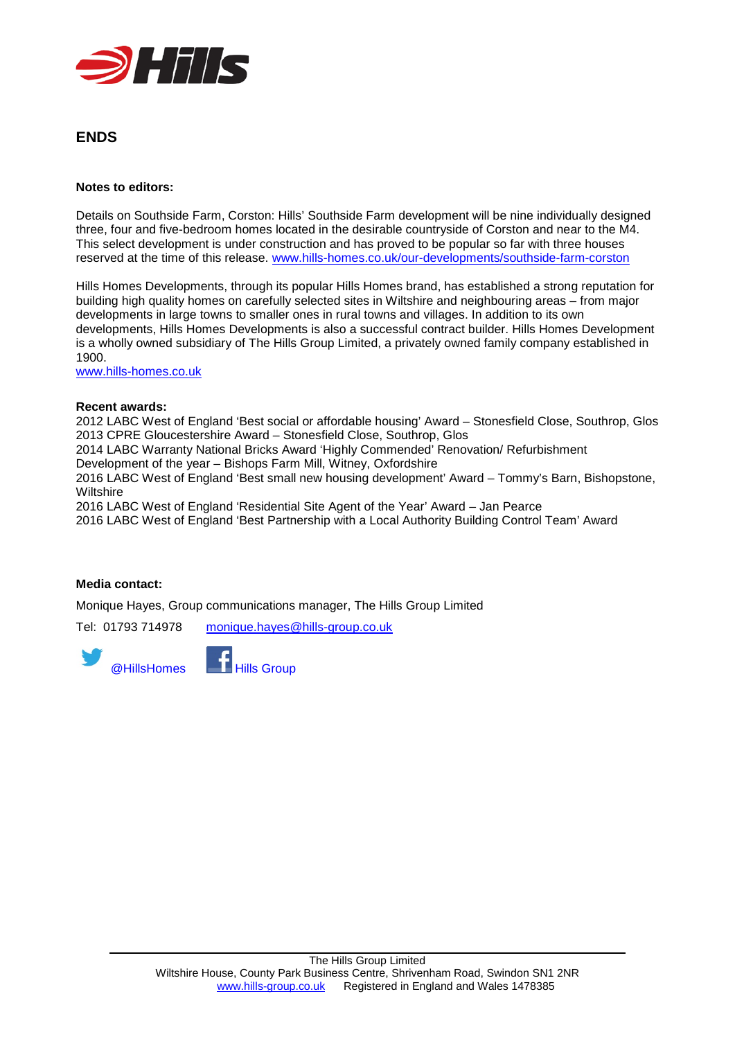## ENDS

**Notes to editors:**

Details on Southside Farm, Corston: Hills' Southside Farm development will be nine individually designed three, four and five-bedroom homes located in the desirable countryside of Corston and near to the M4. This select development is under construction and has proved to be popular so far with three houses reserved at the time of this release. www.hills-homes.co.uk/our-developments/southside-farm-corston

Hills Homes Developments, through its popular Hills Homes brand, has established a strong reputation for building high quality homes on carefully selected sites in Wiltshire and neighbouring areas – from major developments in large towns to smaller ones in rural towns and villages. In addition to its own developments, Hills Homes Developments is also a successful contract builder. Hills Homes Development is a wholly owned subsidiary of The Hills Group Limited, a privately owned family company established in 1900.
www.hills-homes.co.uk

**Recent awards:**
2012 LABC West of England 'Best social or affordable housing' Award – Stonesfield Close, Southrop, Glos
2013 CPRE Gloucestershire Award – Stonesfield Close, Southrop, Glos
2014 LABC Warranty National Bricks Award 'Highly Commended' Renovation/ Refurbishment Development of the year – Bishops Farm Mill, Witney, Oxfordshire
2016 LABC West of England 'Best small new housing development' Award – Tommy's Barn, Bishopstone, Wiltshire
2016 LABC West of England 'Residential Site Agent of the Year' Award – Jan Pearce
2016 LABC West of England 'Best Partnership with a Local Authority Building Control Team' Award

**Media contact:**

Monique Hayes, Group communications manager, The Hills Group Limited

Tel: 01793 714978 monique.hayes@hills-group.co.uk

@HillsHomes Hills Group

The Hills Group Limited
Wiltshire House, County Park Business Centre, Shrivenham Road, Swindon SN1 2NR
www.hills-group.co.uk Registered in England and Wales 1478385